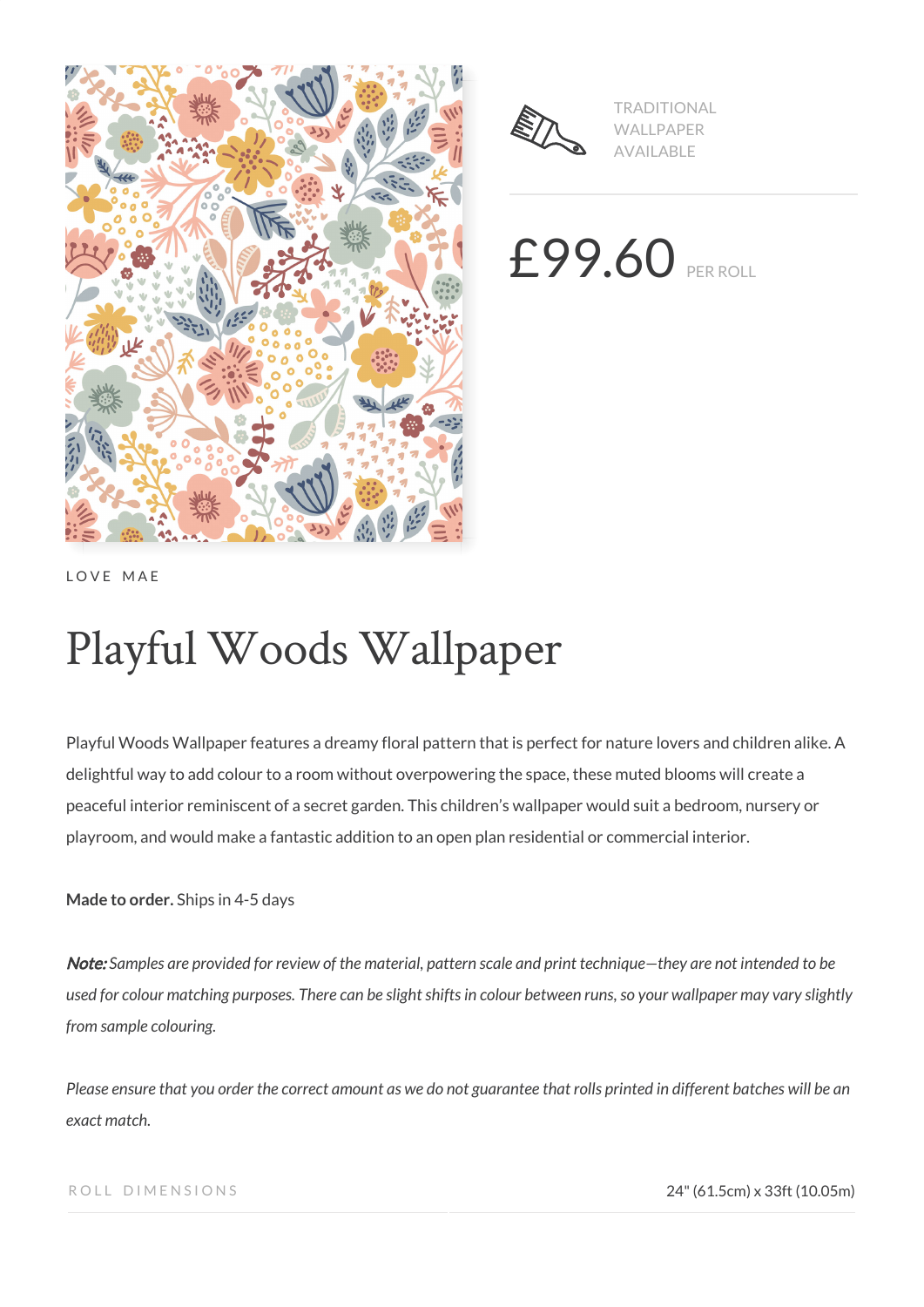TRADITIONAL WALLPAPER AVAILABLE

£99.60 PER ROLL

LOVE MAE

# Playful Woods Wallpaper

Playful Woods Wallpaper features a dreamy floral pattern that is perfect for nature lovers and children alike. A delightful way to add colour to a room without overpowering the space, these muted blooms will create a peaceful interior reminiscent of a secret garden. This children's wallpaper would suit a bedroom, nursery or playroom, and would make a fantastic addition to an open plan residential or commercial interior.

**Made to order.** Ships in 4-5 days

***Note:*** *Samples are provided for review of the material, pattern scale and print technique—they are not intended to be used for colour matching purposes. There can be slight shifts in colour between runs, so your wallpaper may vary slightly from sample colouring.*

*Please ensure that you order the correct amount as we do not guarantee that rolls printed in different batches will be an exact match.*

| ROLL DIMENSIONS | 24" (61.5cm) x 33ft (10.05m) |
|---|---|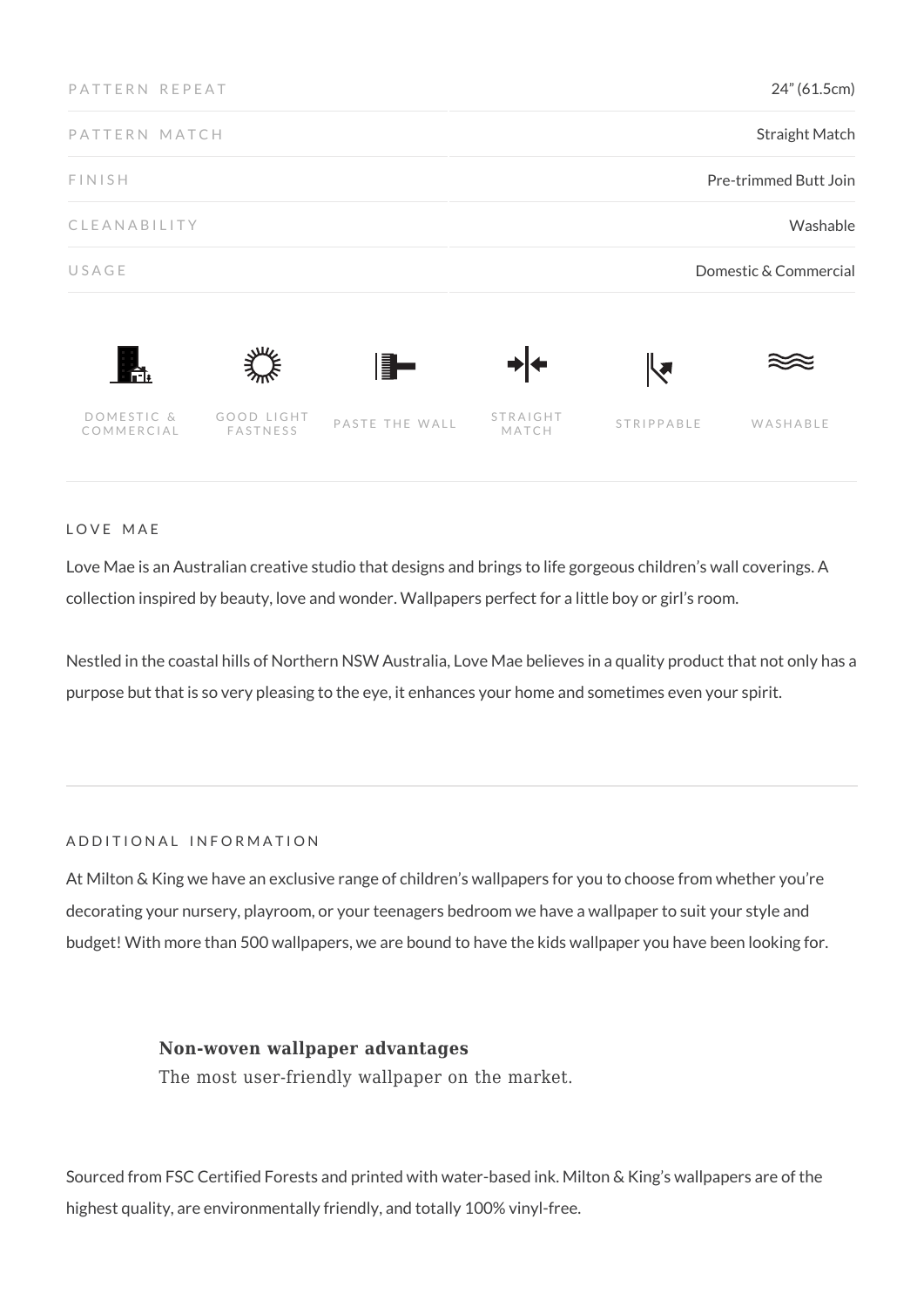| PATTERN REPEAT | 24" (61.5cm) |
| --- | --- |
| PATTERN MATCH | Straight Match |
| FINISH | Pre-trimmed Butt Join |
| CLEANABILITY | Washable |
| USAGE | Domestic & Commercial |

DOMESTIC & COMMERCIAL | GOOD LIGHT FASTNESS | PASTE THE WALL | STRAIGHT MATCH | STRIPPABLE | WASHABLE

## LOVE MAE

Love Mae is an Australian creative studio that designs and brings to life gorgeous children's wall coverings. A collection inspired by beauty, love and wonder. Wallpapers perfect for a little boy or girl's room.

Nestled in the coastal hills of Northern NSW Australia, Love Mae believes in a quality product that not only has a purpose but that is so very pleasing to the eye, it enhances your home and sometimes even your spirit.

## ADDITIONAL INFORMATION

At Milton & King we have an exclusive range of children's wallpapers for you to choose from whether you're decorating your nursery, playroom, or your teenagers bedroom we have a wallpaper to suit your style and budget! With more than 500 wallpapers, we are bound to have the kids wallpaper you have been looking for.

**Non-woven wallpaper advantages**
The most user-friendly wallpaper on the market.

Sourced from FSC Certified Forests and printed with water-based ink. Milton & King's wallpapers are of the highest quality, are environmentally friendly, and totally 100% vinyl-free.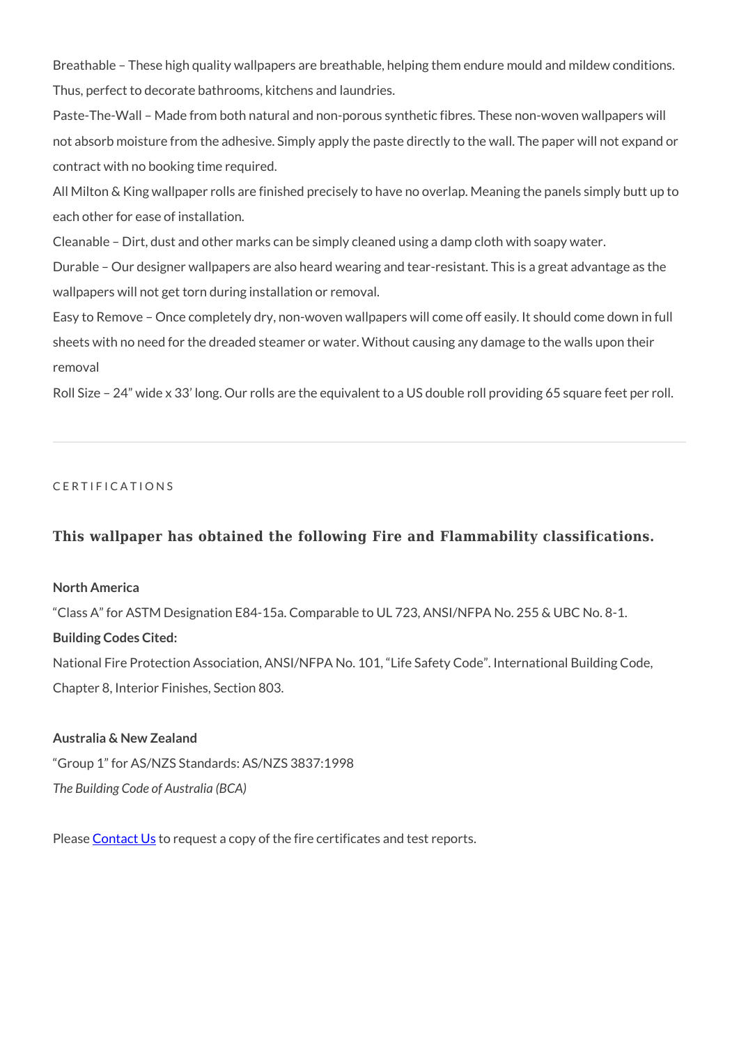Breathable – These high quality wallpapers are breathable, helping them endure mould and mildew conditions. Thus, perfect to decorate bathrooms, kitchens and laundries.

Paste-The-Wall – Made from both natural and non-porous synthetic fibres. These non-woven wallpapers will not absorb moisture from the adhesive. Simply apply the paste directly to the wall. The paper will not expand or contract with no booking time required.

All Milton & King wallpaper rolls are finished precisely to have no overlap. Meaning the panels simply butt up to each other for ease of installation.

Cleanable – Dirt, dust and other marks can be simply cleaned using a damp cloth with soapy water.

Durable – Our designer wallpapers are also heard wearing and tear-resistant. This is a great advantage as the wallpapers will not get torn during installation or removal.

Easy to Remove – Once completely dry, non-woven wallpapers will come off easily. It should come down in full sheets with no need for the dreaded steamer or water. Without causing any damage to the walls upon their removal

Roll Size – 24" wide x 33' long. Our rolls are the equivalent to a US double roll providing 65 square feet per roll.

---

CERTIFICATIONS

## This wallpaper has obtained the following Fire and Flammability classifications.

**North America**

"Class A" for ASTM Designation E84-15a. Comparable to UL 723, ANSI/NFPA No. 255 & UBC No. 8-1.

**Building Codes Cited:**

National Fire Protection Association, ANSI/NFPA No. 101, "Life Safety Code". International Building Code, Chapter 8, Interior Finishes, Section 803.

**Australia & New Zealand**

"Group 1" for AS/NZS Standards: AS/NZS 3837:1998

*The Building Code of Australia (BCA)*

Please Contact Us to request a copy of the fire certificates and test reports.